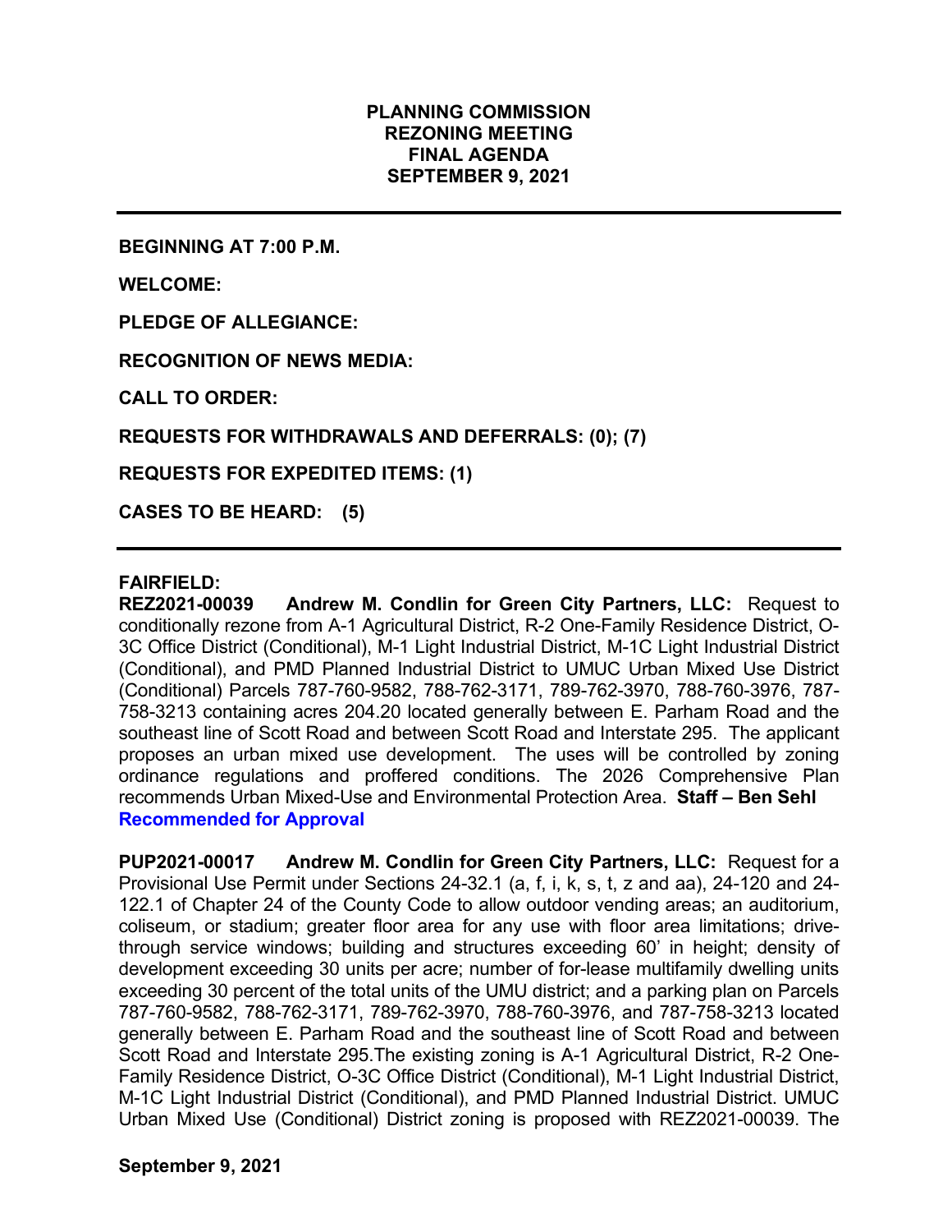# PLANNING COMMISSION
# REZONING MEETING
# FINAL AGENDA
# SEPTEMBER 9, 2021

---

**BEGINNING AT 7:00 P.M.**

**WELCOME:**

**PLEDGE OF ALLEGIANCE:**

**RECOGNITION OF NEWS MEDIA:**

**CALL TO ORDER:**

**REQUESTS FOR WITHDRAWALS AND DEFERRALS: (0); (7)**

**REQUESTS FOR EXPEDITED ITEMS: (1)**

**CASES TO BE HEARD: (5)**

---

**FAIRFIELD:**

**REZ2021-00039 Andrew M. Condlin for Green City Partners, LLC:** Request to conditionally rezone from A-1 Agricultural District, R-2 One-Family Residence District, O-3C Office District (Conditional), M-1 Light Industrial District, M-1C Light Industrial District (Conditional), and PMD Planned Industrial District to UMUC Urban Mixed Use District (Conditional) Parcels 787-760-9582, 788-762-3171, 789-762-3970, 788-760-3976, 787-758-3213 containing acres 204.20 located generally between E. Parham Road and the southeast line of Scott Road and between Scott Road and Interstate 295. The applicant proposes an urban mixed use development. The uses will be controlled by zoning ordinance regulations and proffered conditions. The 2026 Comprehensive Plan recommends Urban Mixed-Use and Environmental Protection Area. **Staff – Ben Sehl**
**Recommended for Approval**

**PUP2021-00017 Andrew M. Condlin for Green City Partners, LLC:** Request for a Provisional Use Permit under Sections 24-32.1 (a, f, i, k, s, t, z and aa), 24-120 and 24-122.1 of Chapter 24 of the County Code to allow outdoor vending areas; an auditorium, coliseum, or stadium; greater floor area for any use with floor area limitations; drive-through service windows; building and structures exceeding 60' in height; density of development exceeding 30 units per acre; number of for-lease multifamily dwelling units exceeding 30 percent of the total units of the UMU district; and a parking plan on Parcels 787-760-9582, 788-762-3171, 789-762-3970, 788-760-3976, and 787-758-3213 located generally between E. Parham Road and the southeast line of Scott Road and between Scott Road and Interstate 295.The existing zoning is A-1 Agricultural District, R-2 One-Family Residence District, O-3C Office District (Conditional), M-1 Light Industrial District, M-1C Light Industrial District (Conditional), and PMD Planned Industrial District. UMUC Urban Mixed Use (Conditional) District zoning is proposed with REZ2021-00039. The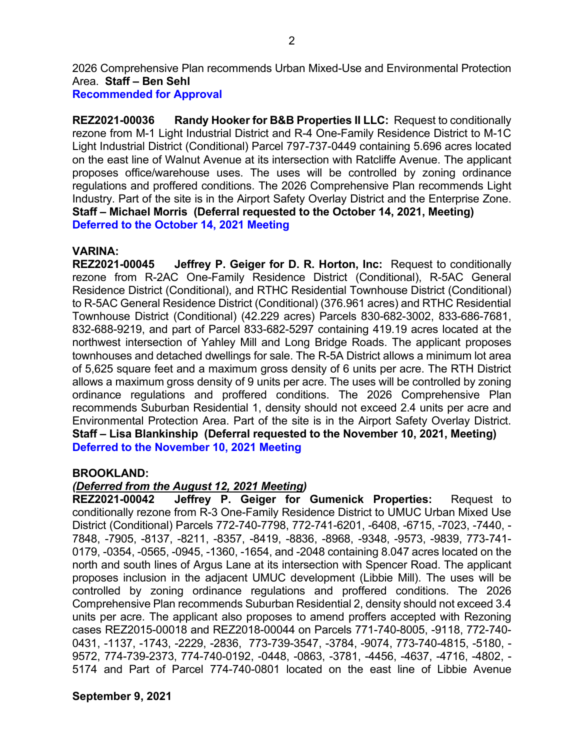2026 Comprehensive Plan recommends Urban Mixed-Use and Environmental Protection Area. **Staff – Ben Sehl**
**Recommended for Approval**

**REZ2021-00036 Randy Hooker for B&B Properties II LLC:** Request to conditionally rezone from M-1 Light Industrial District and R-4 One-Family Residence District to M-1C Light Industrial District (Conditional) Parcel 797-737-0449 containing 5.696 acres located on the east line of Walnut Avenue at its intersection with Ratcliffe Avenue. The applicant proposes office/warehouse uses. The uses will be controlled by zoning ordinance regulations and proffered conditions. The 2026 Comprehensive Plan recommends Light Industry. Part of the site is in the Airport Safety Overlay District and the Enterprise Zone. **Staff – Michael Morris (Deferral requested to the October 14, 2021, Meeting)**
**Deferred to the October 14, 2021 Meeting**

**VARINA:**
**REZ2021-00045 Jeffrey P. Geiger for D. R. Horton, Inc:** Request to conditionally rezone from R-2AC One-Family Residence District (Conditional), R-5AC General Residence District (Conditional), and RTHC Residential Townhouse District (Conditional) to R-5AC General Residence District (Conditional) (376.961 acres) and RTHC Residential Townhouse District (Conditional) (42.229 acres) Parcels 830-682-3002, 833-686-7681, 832-688-9219, and part of Parcel 833-682-5297 containing 419.19 acres located at the northwest intersection of Yahley Mill and Long Bridge Roads. The applicant proposes townhouses and detached dwellings for sale. The R-5A District allows a minimum lot area of 5,625 square feet and a maximum gross density of 6 units per acre. The RTH District allows a maximum gross density of 9 units per acre. The uses will be controlled by zoning ordinance regulations and proffered conditions. The 2026 Comprehensive Plan recommends Suburban Residential 1, density should not exceed 2.4 units per acre and Environmental Protection Area. Part of the site is in the Airport Safety Overlay District. **Staff – Lisa Blankinship (Deferral requested to the November 10, 2021, Meeting)**
**Deferred to the November 10, 2021 Meeting**

**BROOKLAND:**
***(Deferred from the August 12, 2021 Meeting)***
**REZ2021-00042 Jeffrey P. Geiger for Gumenick Properties:** Request to conditionally rezone from R-3 One-Family Residence District to UMUC Urban Mixed Use District (Conditional) Parcels 772-740-7798, 772-741-6201, -6408, -6715, -7023, -7440, -7848, -7905, -8137, -8211, -8357, -8419, -8836, -8968, -9348, -9573, -9839, 773-741-0179, -0354, -0565, -0945, -1360, -1654, and -2048 containing 8.047 acres located on the north and south lines of Argus Lane at its intersection with Spencer Road. The applicant proposes inclusion in the adjacent UMUC development (Libbie Mill). The uses will be controlled by zoning ordinance regulations and proffered conditions. The 2026 Comprehensive Plan recommends Suburban Residential 2, density should not exceed 3.4 units per acre. The applicant also proposes to amend proffers accepted with Rezoning cases REZ2015-00018 and REZ2018-00044 on Parcels 771-740-8005, -9118, 772-740-0431, -1137, -1743, -2229, -2836, 773-739-3547, -3784, -9074, 773-740-4815, -5180, -9572, 774-739-2373, 774-740-0192, -0448, -0863, -3781, -4456, -4637, -4716, -4802, -5174 and Part of Parcel 774-740-0801 located on the east line of Libbie Avenue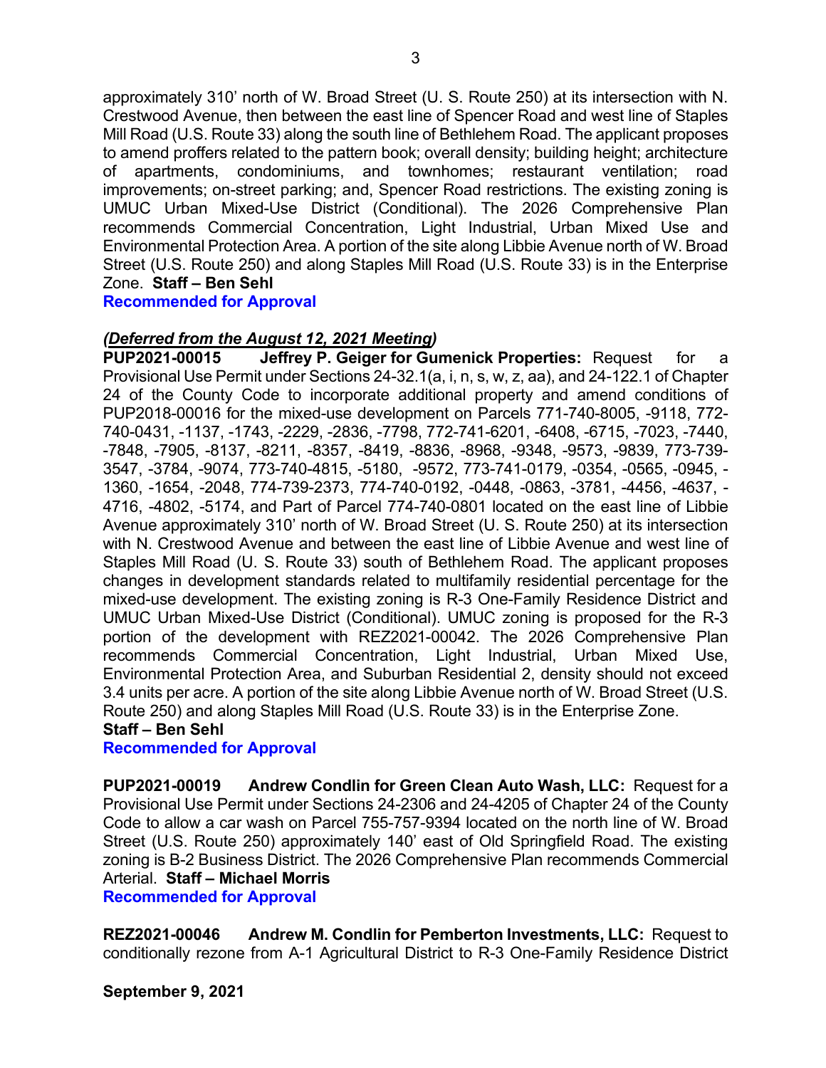approximately 310' north of W. Broad Street (U. S. Route 250) at its intersection with N. Crestwood Avenue, then between the east line of Spencer Road and west line of Staples Mill Road (U.S. Route 33) along the south line of Bethlehem Road. The applicant proposes to amend proffers related to the pattern book; overall density; building height; architecture of apartments, condominiums, and townhomes; restaurant ventilation; road improvements; on-street parking; and, Spencer Road restrictions. The existing zoning is UMUC Urban Mixed-Use District (Conditional). The 2026 Comprehensive Plan recommends Commercial Concentration, Light Industrial, Urban Mixed Use and Environmental Protection Area. A portion of the site along Libbie Avenue north of W. Broad Street (U.S. Route 250) and along Staples Mill Road (U.S. Route 33) is in the Enterprise Zone. **Staff – Ben Sehl**

**Recommended for Approval**

***(Deferred from the August 12, 2021 Meeting)***

**PUP2021-00015 Jeffrey P. Geiger for Gumenick Properties:** Request for a Provisional Use Permit under Sections 24-32.1(a, i, n, s, w, z, aa), and 24-122.1 of Chapter 24 of the County Code to incorporate additional property and amend conditions of PUP2018-00016 for the mixed-use development on Parcels 771-740-8005, -9118, 772-740-0431, -1137, -1743, -2229, -2836, -7798, 772-741-6201, -6408, -6715, -7023, -7440, -7848, -7905, -8137, -8211, -8357, -8419, -8836, -8968, -9348, -9573, -9839, 773-739-3547, -3784, -9074, 773-740-4815, -5180, -9572, 773-741-0179, -0354, -0565, -0945, -1360, -1654, -2048, 774-739-2373, 774-740-0192, -0448, -0863, -3781, -4456, -4637, -4716, -4802, -5174, and Part of Parcel 774-740-0801 located on the east line of Libbie Avenue approximately 310' north of W. Broad Street (U. S. Route 250) at its intersection with N. Crestwood Avenue and between the east line of Libbie Avenue and west line of Staples Mill Road (U. S. Route 33) south of Bethlehem Road. The applicant proposes changes in development standards related to multifamily residential percentage for the mixed-use development. The existing zoning is R-3 One-Family Residence District and UMUC Urban Mixed-Use District (Conditional). UMUC zoning is proposed for the R-3 portion of the development with REZ2021-00042. The 2026 Comprehensive Plan recommends Commercial Concentration, Light Industrial, Urban Mixed Use, Environmental Protection Area, and Suburban Residential 2, density should not exceed 3.4 units per acre. A portion of the site along Libbie Avenue north of W. Broad Street (U.S. Route 250) and along Staples Mill Road (U.S. Route 33) is in the Enterprise Zone.

**Staff – Ben Sehl**

**Recommended for Approval**

**PUP2021-00019 Andrew Condlin for Green Clean Auto Wash, LLC:** Request for a Provisional Use Permit under Sections 24-2306 and 24-4205 of Chapter 24 of the County Code to allow a car wash on Parcel 755-757-9394 located on the north line of W. Broad Street (U.S. Route 250) approximately 140' east of Old Springfield Road. The existing zoning is B-2 Business District. The 2026 Comprehensive Plan recommends Commercial Arterial. **Staff – Michael Morris**

**Recommended for Approval**

**REZ2021-00046 Andrew M. Condlin for Pemberton Investments, LLC:** Request to conditionally rezone from A-1 Agricultural District to R-3 One-Family Residence District

**September 9, 2021**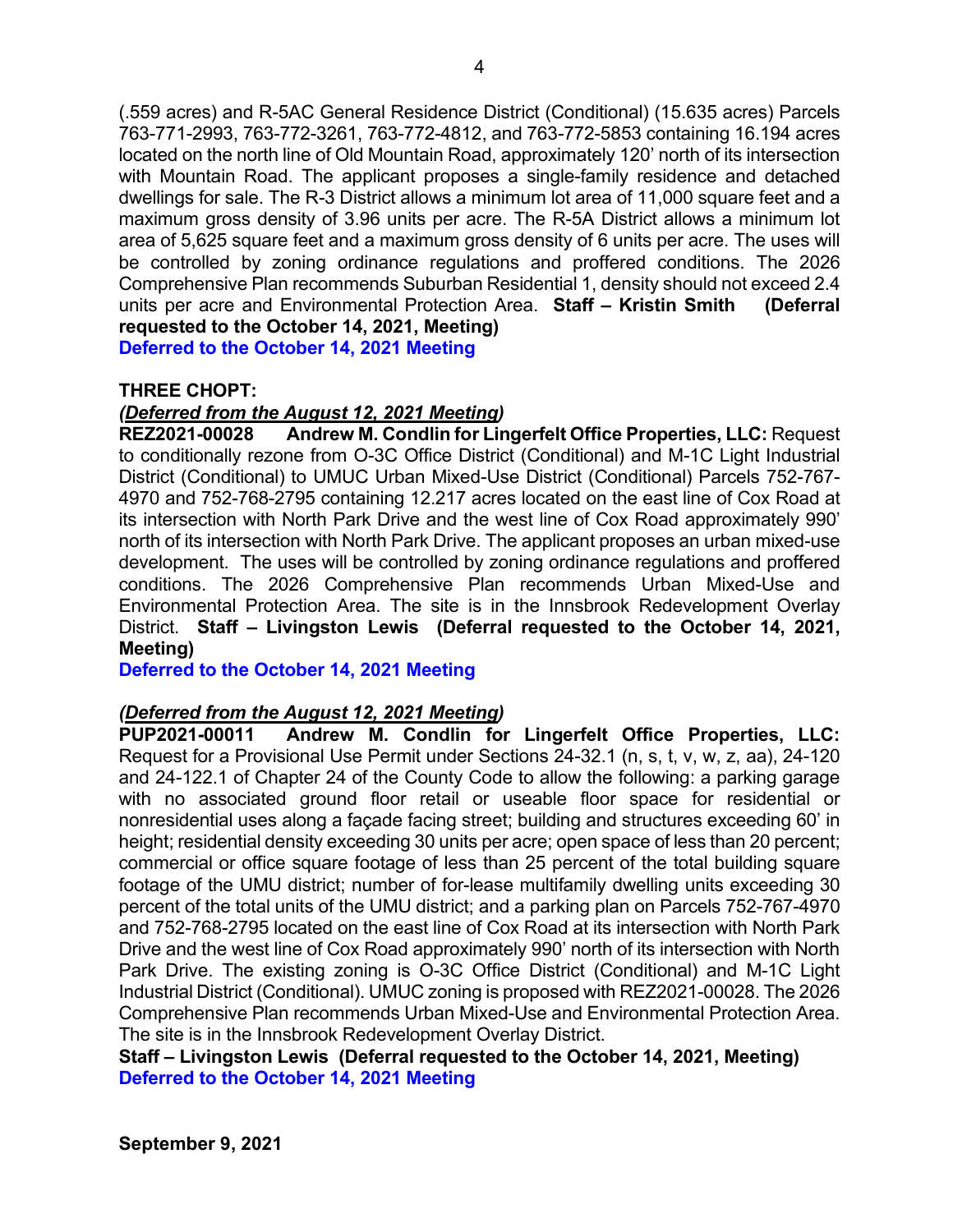(.559 acres) and R-5AC General Residence District (Conditional) (15.635 acres) Parcels 763-771-2993, 763-772-3261, 763-772-4812, and 763-772-5853 containing 16.194 acres located on the north line of Old Mountain Road, approximately 120' north of its intersection with Mountain Road. The applicant proposes a single-family residence and detached dwellings for sale. The R-3 District allows a minimum lot area of 11,000 square feet and a maximum gross density of 3.96 units per acre. The R-5A District allows a minimum lot area of 5,625 square feet and a maximum gross density of 6 units per acre. The uses will be controlled by zoning ordinance regulations and proffered conditions. The 2026 Comprehensive Plan recommends Suburban Residential 1, density should not exceed 2.4 units per acre and Environmental Protection Area. **Staff – Kristin Smith (Deferral requested to the October 14, 2021, Meeting)**

**Deferred to the October 14, 2021 Meeting**

**THREE CHOPT:**

***(Deferred from the August 12, 2021 Meeting)***

**REZ2021-00028 Andrew M. Condlin for Lingerfelt Office Properties, LLC:** Request to conditionally rezone from O-3C Office District (Conditional) and M-1C Light Industrial District (Conditional) to UMUC Urban Mixed-Use District (Conditional) Parcels 752-767-4970 and 752-768-2795 containing 12.217 acres located on the east line of Cox Road at its intersection with North Park Drive and the west line of Cox Road approximately 990' north of its intersection with North Park Drive. The applicant proposes an urban mixed-use development. The uses will be controlled by zoning ordinance regulations and proffered conditions. The 2026 Comprehensive Plan recommends Urban Mixed-Use and Environmental Protection Area. The site is in the Innsbrook Redevelopment Overlay District. **Staff – Livingston Lewis (Deferral requested to the October 14, 2021, Meeting)**

**Deferred to the October 14, 2021 Meeting**

***(Deferred from the August 12, 2021 Meeting)***

**PUP2021-00011 Andrew M. Condlin for Lingerfelt Office Properties, LLC:** Request for a Provisional Use Permit under Sections 24-32.1 (n, s, t, v, w, z, aa), 24-120 and 24-122.1 of Chapter 24 of the County Code to allow the following: a parking garage with no associated ground floor retail or useable floor space for residential or nonresidential uses along a façade facing street; building and structures exceeding 60' in height; residential density exceeding 30 units per acre; open space of less than 20 percent; commercial or office square footage of less than 25 percent of the total building square footage of the UMU district; number of for-lease multifamily dwelling units exceeding 30 percent of the total units of the UMU district; and a parking plan on Parcels 752-767-4970 and 752-768-2795 located on the east line of Cox Road at its intersection with North Park Drive and the west line of Cox Road approximately 990' north of its intersection with North Park Drive. The existing zoning is O-3C Office District (Conditional) and M-1C Light Industrial District (Conditional). UMUC zoning is proposed with REZ2021-00028. The 2026 Comprehensive Plan recommends Urban Mixed-Use and Environmental Protection Area. The site is in the Innsbrook Redevelopment Overlay District.

**Staff – Livingston Lewis (Deferral requested to the October 14, 2021, Meeting)**

**Deferred to the October 14, 2021 Meeting**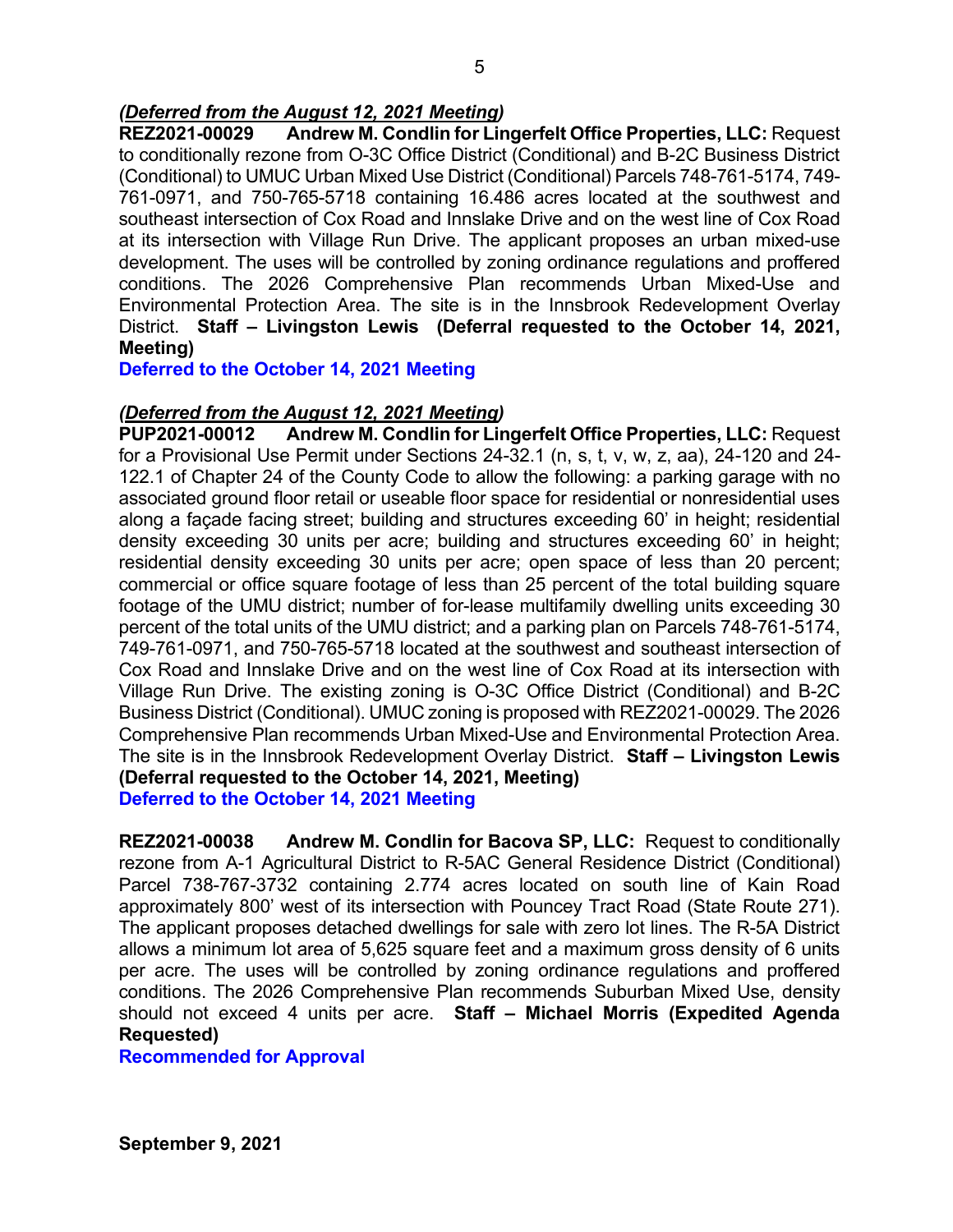***(Deferred from the August 12, 2021 Meeting)***

**REZ2021-00029 Andrew M. Condlin for Lingerfelt Office Properties, LLC:** Request to conditionally rezone from O-3C Office District (Conditional) and B-2C Business District (Conditional) to UMUC Urban Mixed Use District (Conditional) Parcels 748-761-5174, 749-761-0971, and 750-765-5718 containing 16.486 acres located at the southwest and southeast intersection of Cox Road and Innslake Drive and on the west line of Cox Road at its intersection with Village Run Drive. The applicant proposes an urban mixed-use development. The uses will be controlled by zoning ordinance regulations and proffered conditions. The 2026 Comprehensive Plan recommends Urban Mixed-Use and Environmental Protection Area. The site is in the Innsbrook Redevelopment Overlay District. **Staff – Livingston Lewis (Deferral requested to the October 14, 2021, Meeting)**

**Deferred to the October 14, 2021 Meeting**

***(Deferred from the August 12, 2021 Meeting)***

**PUP2021-00012 Andrew M. Condlin for Lingerfelt Office Properties, LLC:** Request for a Provisional Use Permit under Sections 24-32.1 (n, s, t, v, w, z, aa), 24-120 and 24-122.1 of Chapter 24 of the County Code to allow the following: a parking garage with no associated ground floor retail or useable floor space for residential or nonresidential uses along a façade facing street; building and structures exceeding 60' in height; residential density exceeding 30 units per acre; building and structures exceeding 60' in height; residential density exceeding 30 units per acre; open space of less than 20 percent; commercial or office square footage of less than 25 percent of the total building square footage of the UMU district; number of for-lease multifamily dwelling units exceeding 30 percent of the total units of the UMU district; and a parking plan on Parcels 748-761-5174, 749-761-0971, and 750-765-5718 located at the southwest and southeast intersection of Cox Road and Innslake Drive and on the west line of Cox Road at its intersection with Village Run Drive. The existing zoning is O-3C Office District (Conditional) and B-2C Business District (Conditional). UMUC zoning is proposed with REZ2021-00029. The 2026 Comprehensive Plan recommends Urban Mixed-Use and Environmental Protection Area. The site is in the Innsbrook Redevelopment Overlay District. **Staff – Livingston Lewis (Deferral requested to the October 14, 2021, Meeting)**

**Deferred to the October 14, 2021 Meeting**

**REZ2021-00038 Andrew M. Condlin for Bacova SP, LLC:** Request to conditionally rezone from A-1 Agricultural District to R-5AC General Residence District (Conditional) Parcel 738-767-3732 containing 2.774 acres located on south line of Kain Road approximately 800' west of its intersection with Pouncey Tract Road (State Route 271). The applicant proposes detached dwellings for sale with zero lot lines. The R-5A District allows a minimum lot area of 5,625 square feet and a maximum gross density of 6 units per acre. The uses will be controlled by zoning ordinance regulations and proffered conditions. The 2026 Comprehensive Plan recommends Suburban Mixed Use, density should not exceed 4 units per acre. **Staff – Michael Morris (Expedited Agenda Requested)**

**Recommended for Approval**

**September 9, 2021**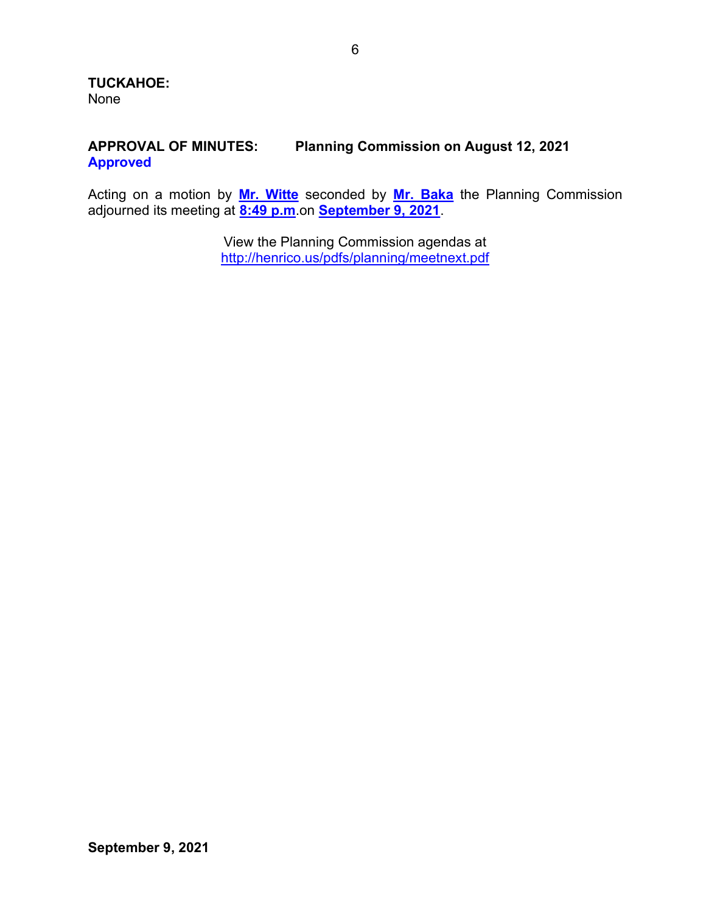**TUCKAHOE:**
None

**APPROVAL OF MINUTES: Planning Commission on August 12, 2021**
**Approved**

Acting on a motion by **Mr. Witte** seconded by **Mr. Baka** the Planning Commission adjourned its meeting at **8:49 p.m**.on **September 9, 2021**.

View the Planning Commission agendas at
http://henrico.us/pdfs/planning/meetnext.pdf